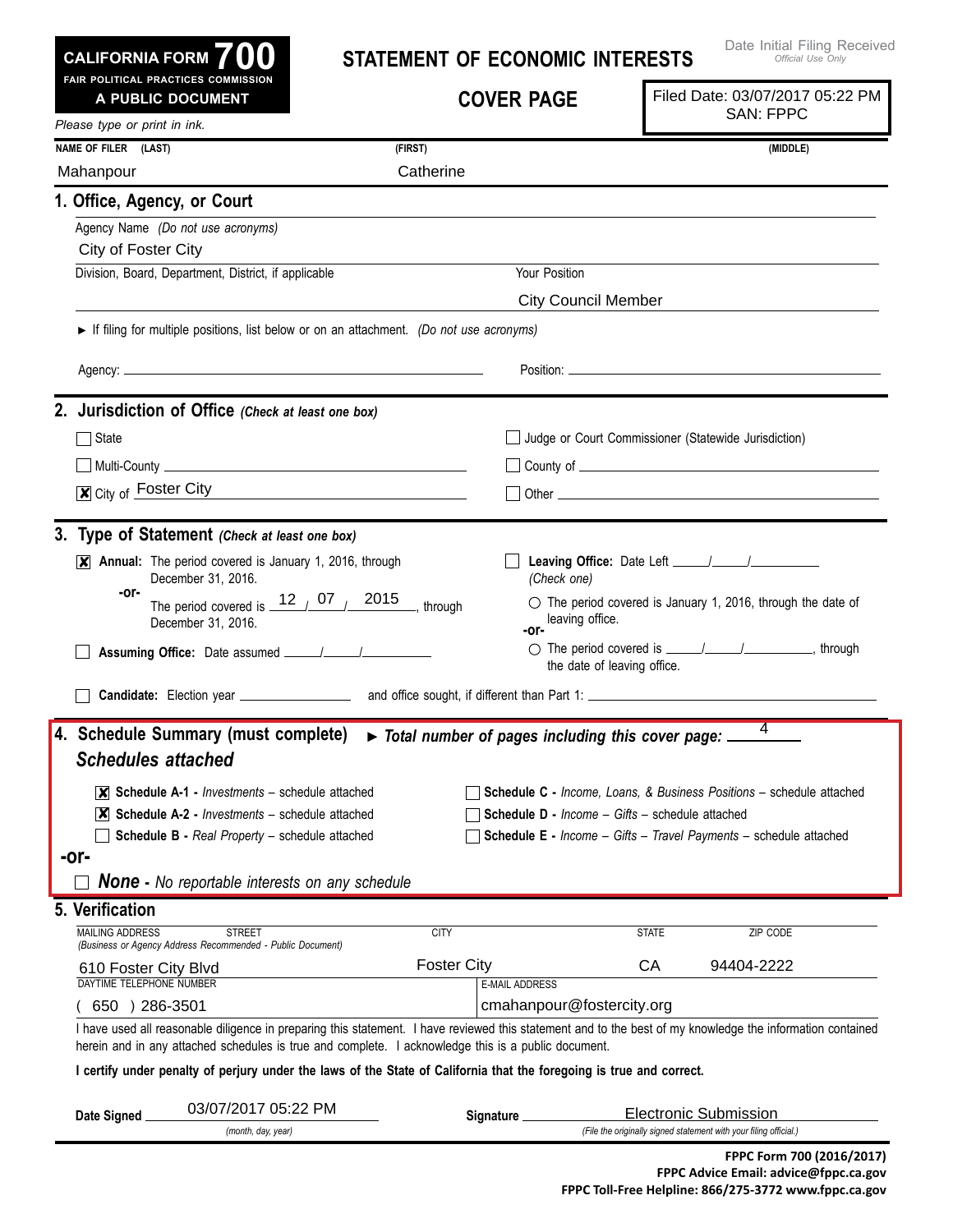**CALIFORNIA FORM 700**
**FAIR POLITICAL PRACTICES COMMISSION**
**A PUBLIC DOCUMENT**

# STATEMENT OF ECONOMIC INTERESTS

## COVER PAGE

Date Initial Filing Received
*Official Use Only*

Filed Date: 03/07/2017 05:22 PM
SAN: FPPC

*Please type or print in ink.*

| NAME OF FILER (LAST) | (FIRST) | (MIDDLE) |
|---|---|---|
| Mahanpour | Catherine | |

### 1. Office, Agency, or Court

Agency Name *(Do not use acronyms)*
City of Foster City

Division, Board, Department, District, if applicable

Your Position
City Council Member

► If filing for multiple positions, list below or on an attachment. *(Do not use acronyms)*

Agency: \_\_\_\_\_\_\_\_\_\_ Position: \_\_\_\_\_\_\_\_\_\_

### 2. Jurisdiction of Office *(Check at least one box)*

- ☐ State
- ☐ Judge or Court Commissioner (Statewide Jurisdiction)
- ☐ Multi-County \_\_\_\_\_\_\_\_\_\_
- ☐ County of \_\_\_\_\_\_\_\_\_\_
- ☒ City of Foster City
- ☐ Other \_\_\_\_\_\_\_\_\_\_

### 3. Type of Statement *(Check at least one box)*

- ☒ **Annual:** The period covered is January 1, 2016, through December 31, 2016.
  **-or-**
  The period covered is 12 / 07 / 2015, through December 31, 2016.
- ☐ **Assuming Office:** Date assumed \_\_\_/\_\_\_/\_\_\_
- ☐ **Leaving Office:** Date Left \_\_\_/\_\_\_/\_\_\_
  *(Check one)*
  - ○ The period covered is January 1, 2016, through the date of leaving office.
  **-or-**
  - ○ The period covered is \_\_\_/\_\_\_/\_\_\_, through the date of leaving office.
- ☐ **Candidate:** Election year \_\_\_\_\_\_ and office sought, if different than Part 1: \_\_\_\_\_\_

### 4. Schedule Summary (must complete) ► *Total number of pages including this cover page:* 4

***Schedules attached***

- ☒ **Schedule A-1 -** *Investments* – schedule attached
- ☒ **Schedule A-2 -** *Investments* – schedule attached
- ☐ **Schedule B -** *Real Property* – schedule attached
- ☐ **Schedule C -** *Income, Loans, & Business Positions* – schedule attached
- ☐ **Schedule D -** *Income – Gifts* – schedule attached
- ☐ **Schedule E -** *Income – Gifts – Travel Payments* – schedule attached

**-or-**

- ☐ ***None*** **-** *No reportable interests on any schedule*

### 5. Verification

| MAILING ADDRESS STREET *(Business or Agency Address Recommended - Public Document)* | CITY | STATE | ZIP CODE |
|---|---|---|---|
| 610 Foster City Blvd | Foster City | CA | 94404-2222 |

| DAYTIME TELEPHONE NUMBER | E-MAIL ADDRESS |
|---|---|
| ( 650 ) 286-3501 | cmahanpour@fostercity.org |

I have used all reasonable diligence in preparing this statement. I have reviewed this statement and to the best of my knowledge the information contained herein and in any attached schedules is true and complete. I acknowledge this is a public document.

**I certify under penalty of perjury under the laws of the State of California that the foregoing is true and correct.**

**Date Signed** 03/07/2017 05:22 PM *(month, day, year)*

**Signature** Electronic Submission *(File the originally signed statement with your filing official.)*

**FPPC Form 700 (2016/2017)**
**FPPC Advice Email: advice@fppc.ca.gov**
**FPPC Toll-Free Helpline: 866/275-3772 www.fppc.ca.gov**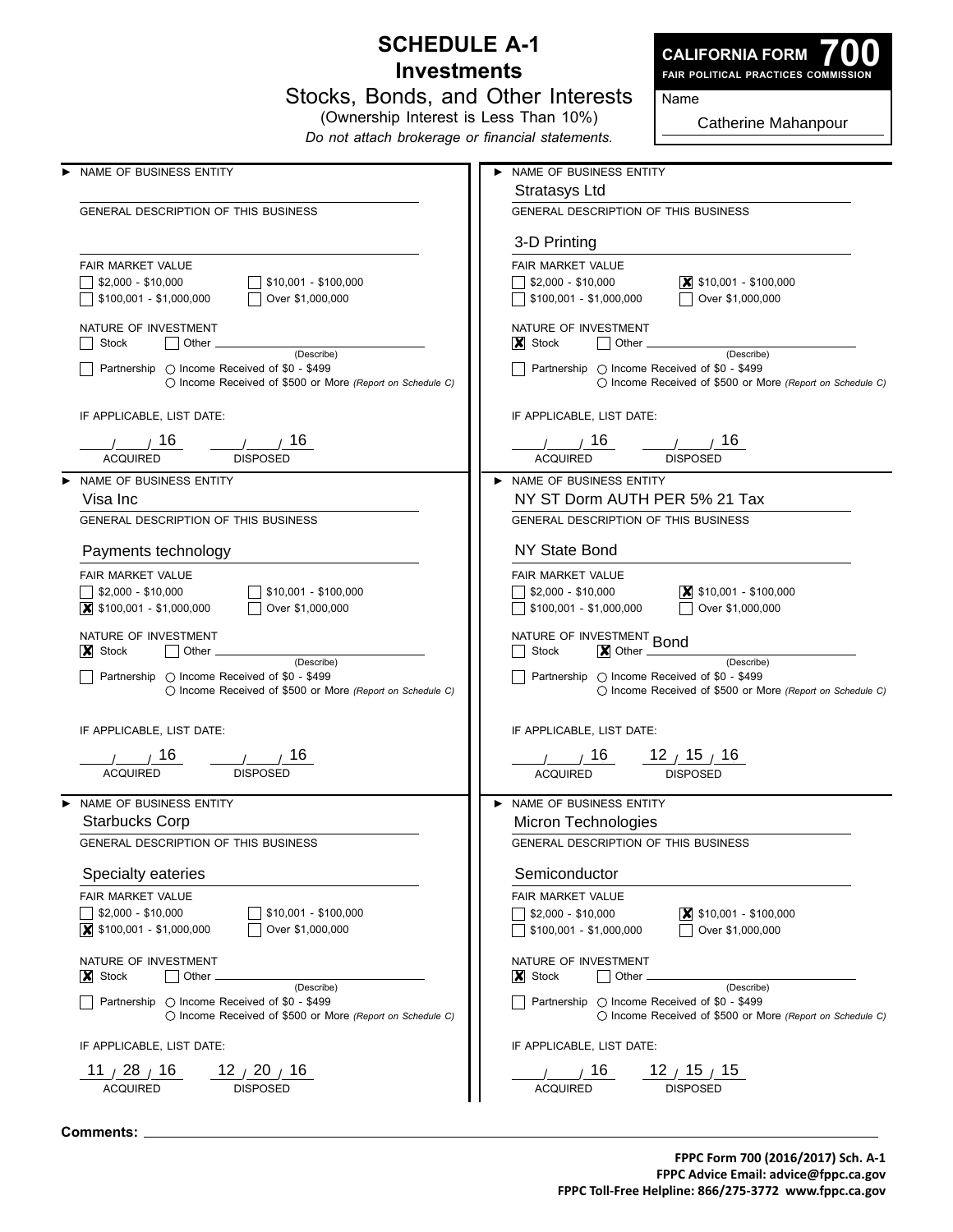# SCHEDULE A-1
## Investments
### Stocks, Bonds, and Other Interests
(Ownership Interest is Less Than 10%)

*Do not attach brokerage or financial statements.*

**CALIFORNIA FORM 700**
**FAIR POLITICAL PRACTICES COMMISSION**

Name: Catherine Mahanpour

---

► NAME OF BUSINESS ENTITY

GENERAL DESCRIPTION OF THIS BUSINESS

FAIR MARKET VALUE
- [ ] $2,000 - $10,000
- [ ] $10,001 - $100,000
- [ ] $100,001 - $1,000,000
- [ ] Over $1,000,000

NATURE OF INVESTMENT
- [ ] Stock
- [ ] Other ______ (Describe)
- [ ] Partnership ○ Income Received of $0 - $499 ○ Income Received of $500 or More *(Report on Schedule C)*

IF APPLICABLE, LIST DATE:

__/__/16 ACQUIRED __/__/16 DISPOSED

---

► NAME OF BUSINESS ENTITY

Stratasys Ltd

GENERAL DESCRIPTION OF THIS BUSINESS

3-D Printing

FAIR MARKET VALUE
- [ ] $2,000 - $10,000
- [x] $10,001 - $100,000
- [ ] $100,001 - $1,000,000
- [ ] Over $1,000,000

NATURE OF INVESTMENT
- [x] Stock
- [ ] Other ______ (Describe)
- [ ] Partnership ○ Income Received of $0 - $499 ○ Income Received of $500 or More *(Report on Schedule C)*

IF APPLICABLE, LIST DATE:

__/__/16 ACQUIRED __/__/16 DISPOSED

---

► NAME OF BUSINESS ENTITY

Visa Inc

GENERAL DESCRIPTION OF THIS BUSINESS

Payments technology

FAIR MARKET VALUE
- [ ] $2,000 - $10,000
- [ ] $10,001 - $100,000
- [x] $100,001 - $1,000,000
- [ ] Over $1,000,000

NATURE OF INVESTMENT
- [x] Stock
- [ ] Other ______ (Describe)
- [ ] Partnership ○ Income Received of $0 - $499 ○ Income Received of $500 or More *(Report on Schedule C)*

IF APPLICABLE, LIST DATE:

__/__/16 ACQUIRED __/__/16 DISPOSED

---

► NAME OF BUSINESS ENTITY

NY ST Dorm AUTH PER 5% 21 Tax

GENERAL DESCRIPTION OF THIS BUSINESS

NY State Bond

FAIR MARKET VALUE
- [ ] $2,000 - $10,000
- [x] $10,001 - $100,000
- [ ] $100,001 - $1,000,000
- [ ] Over $1,000,000

NATURE OF INVESTMENT
- [ ] Stock
- [x] Other Bond (Describe)
- [ ] Partnership ○ Income Received of $0 - $499 ○ Income Received of $500 or More *(Report on Schedule C)*

IF APPLICABLE, LIST DATE:

__/__/16 ACQUIRED 12/15/16 DISPOSED

---

► NAME OF BUSINESS ENTITY

Starbucks Corp

GENERAL DESCRIPTION OF THIS BUSINESS

Specialty eateries

FAIR MARKET VALUE
- [ ] $2,000 - $10,000
- [ ] $10,001 - $100,000
- [x] $100,001 - $1,000,000
- [ ] Over $1,000,000

NATURE OF INVESTMENT
- [x] Stock
- [ ] Other ______ (Describe)
- [ ] Partnership ○ Income Received of $0 - $499 ○ Income Received of $500 or More *(Report on Schedule C)*

IF APPLICABLE, LIST DATE:

11/28/16 ACQUIRED 12/20/16 DISPOSED

---

► NAME OF BUSINESS ENTITY

Micron Technologies

GENERAL DESCRIPTION OF THIS BUSINESS

Semiconductor

FAIR MARKET VALUE
- [ ] $2,000 - $10,000
- [x] $10,001 - $100,000
- [ ] $100,001 - $1,000,000
- [ ] Over $1,000,000

NATURE OF INVESTMENT
- [x] Stock
- [ ] Other ______ (Describe)
- [ ] Partnership ○ Income Received of $0 - $499 ○ Income Received of $500 or More *(Report on Schedule C)*

IF APPLICABLE, LIST DATE:

__/__/16 ACQUIRED 12/15/15 DISPOSED

---

**Comments:** ______

**FPPC Form 700 (2016/2017) Sch. A-1**
**FPPC Advice Email: advice@fppc.ca.gov**
**FPPC Toll-Free Helpline: 866/275-3772 www.fppc.ca.gov**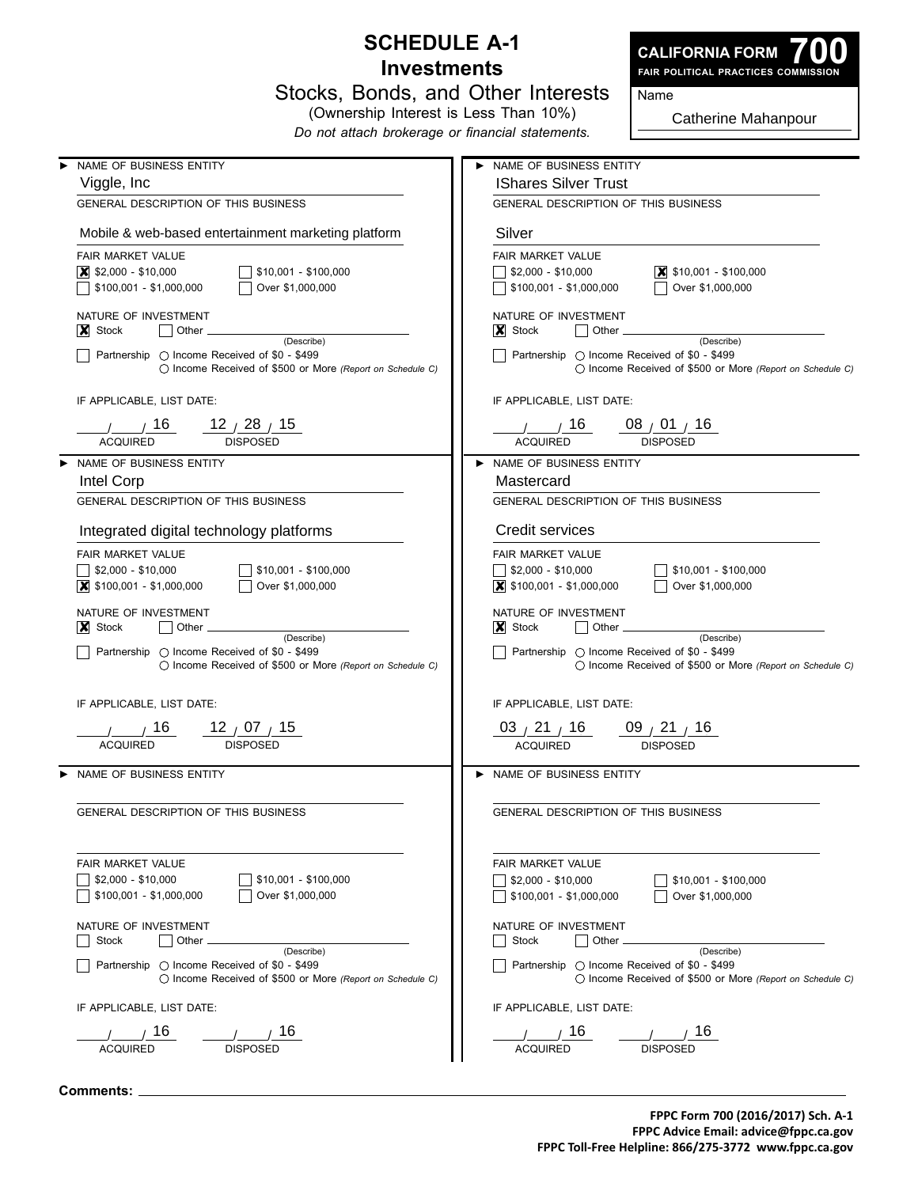# SCHEDULE A-1
## Investments
### Stocks, Bonds, and Other Interests
(Ownership Interest is Less Than 10%)

*Do not attach brokerage or financial statements.*

**CALIFORNIA FORM 700**
**FAIR POLITICAL PRACTICES COMMISSION**

Name: Catherine Mahanpour

---

► NAME OF BUSINESS ENTITY
Viggle, Inc

GENERAL DESCRIPTION OF THIS BUSINESS
Mobile & web-based entertainment marketing platform

FAIR MARKET VALUE
- [x] $2,000 - $10,000
- [ ] $10,001 - $100,000
- [ ] $100,001 - $1,000,000
- [ ] Over $1,000,000

NATURE OF INVESTMENT
- [x] Stock
- [ ] Other ________ (Describe)
- [ ] Partnership ○ Income Received of $0 - $499 ○ Income Received of $500 or More *(Report on Schedule C)*

IF APPLICABLE, LIST DATE:
__/__/16 ACQUIRED — 12/28/15 DISPOSED

---

► NAME OF BUSINESS ENTITY
IShares Silver Trust

GENERAL DESCRIPTION OF THIS BUSINESS
Silver

FAIR MARKET VALUE
- [ ] $2,000 - $10,000
- [x] $10,001 - $100,000
- [ ] $100,001 - $1,000,000
- [ ] Over $1,000,000

NATURE OF INVESTMENT
- [x] Stock
- [ ] Other ________ (Describe)
- [ ] Partnership ○ Income Received of $0 - $499 ○ Income Received of $500 or More *(Report on Schedule C)*

IF APPLICABLE, LIST DATE:
__/__/16 ACQUIRED — 08/01/16 DISPOSED

---

► NAME OF BUSINESS ENTITY
Intel Corp

GENERAL DESCRIPTION OF THIS BUSINESS
Integrated digital technology platforms

FAIR MARKET VALUE
- [ ] $2,000 - $10,000
- [ ] $10,001 - $100,000
- [x] $100,001 - $1,000,000
- [ ] Over $1,000,000

NATURE OF INVESTMENT
- [x] Stock
- [ ] Other ________ (Describe)
- [ ] Partnership ○ Income Received of $0 - $499 ○ Income Received of $500 or More *(Report on Schedule C)*

IF APPLICABLE, LIST DATE:
__/__/16 ACQUIRED — 12/07/15 DISPOSED

---

► NAME OF BUSINESS ENTITY
Mastercard

GENERAL DESCRIPTION OF THIS BUSINESS
Credit services

FAIR MARKET VALUE
- [ ] $2,000 - $10,000
- [ ] $10,001 - $100,000
- [x] $100,001 - $1,000,000
- [ ] Over $1,000,000

NATURE OF INVESTMENT
- [x] Stock
- [ ] Other ________ (Describe)
- [ ] Partnership ○ Income Received of $0 - $499 ○ Income Received of $500 or More *(Report on Schedule C)*

IF APPLICABLE, LIST DATE:
03/21/16 ACQUIRED — 09/21/16 DISPOSED

---

► NAME OF BUSINESS ENTITY

GENERAL DESCRIPTION OF THIS BUSINESS

FAIR MARKET VALUE
- [ ] $2,000 - $10,000
- [ ] $10,001 - $100,000
- [ ] $100,001 - $1,000,000
- [ ] Over $1,000,000

NATURE OF INVESTMENT
- [ ] Stock
- [ ] Other ________ (Describe)
- [ ] Partnership ○ Income Received of $0 - $499 ○ Income Received of $500 or More *(Report on Schedule C)*

IF APPLICABLE, LIST DATE:
__/__/16 ACQUIRED — __/__/16 DISPOSED

---

► NAME OF BUSINESS ENTITY

GENERAL DESCRIPTION OF THIS BUSINESS

FAIR MARKET VALUE
- [ ] $2,000 - $10,000
- [ ] $10,001 - $100,000
- [ ] $100,001 - $1,000,000
- [ ] Over $1,000,000

NATURE OF INVESTMENT
- [ ] Stock
- [ ] Other ________ (Describe)
- [ ] Partnership ○ Income Received of $0 - $499 ○ Income Received of $500 or More *(Report on Schedule C)*

IF APPLICABLE, LIST DATE:
__/__/16 ACQUIRED — __/__/16 DISPOSED

---

**Comments:** ________

**FPPC Form 700 (2016/2017) Sch. A-1**
**FPPC Advice Email: advice@fppc.ca.gov**
**FPPC Toll-Free Helpline: 866/275-3772 www.fppc.ca.gov**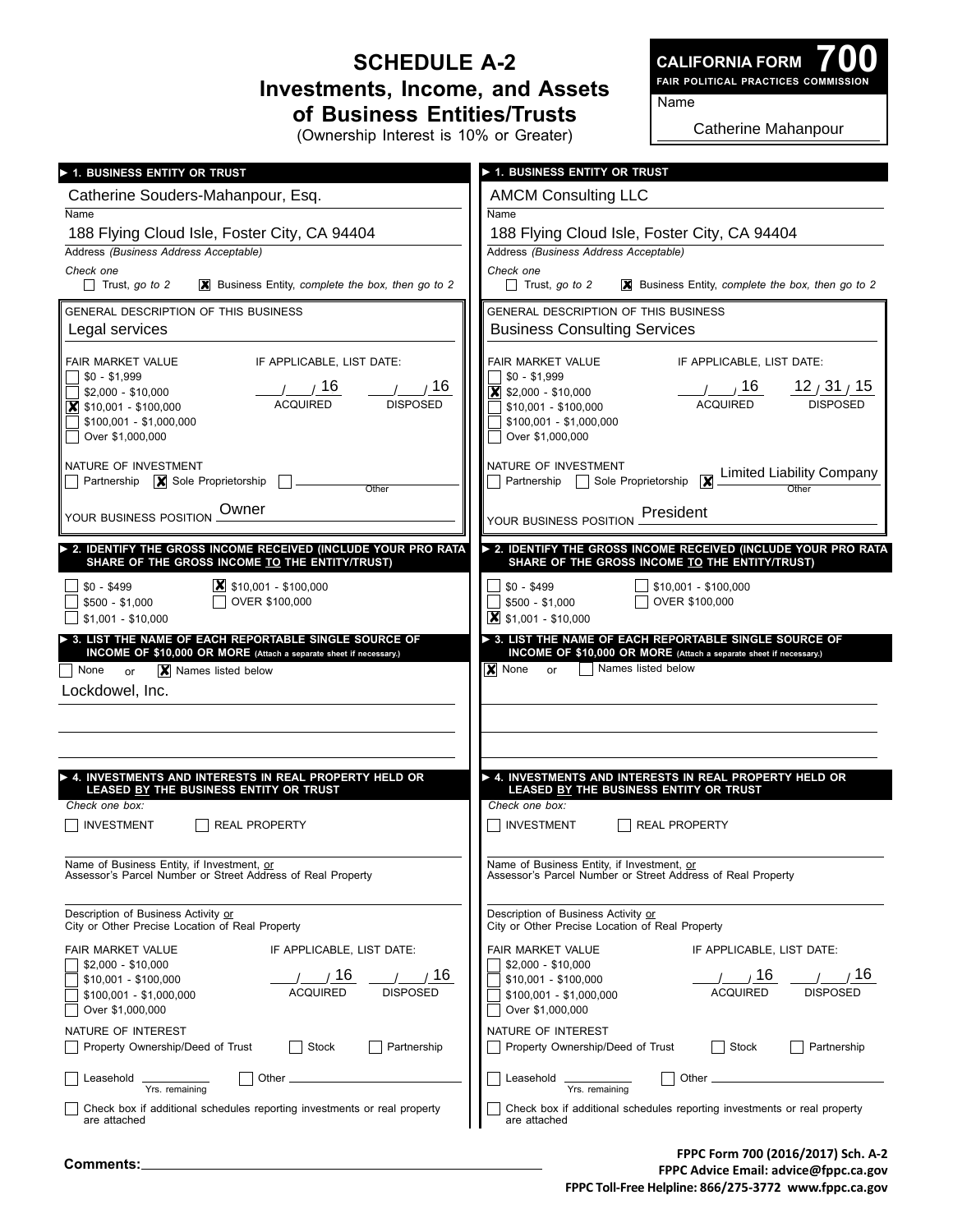# SCHEDULE A-2
## Investments, Income, and Assets of Business Entities/Trusts
(Ownership Interest is 10% or Greater)

**CALIFORNIA FORM 700**
**FAIR POLITICAL PRACTICES COMMISSION**

Name: Catherine Mahanpour

---

### ► 1. BUSINESS ENTITY OR TRUST

Name: Catherine Souders-Mahanpour, Esq.

Address *(Business Address Acceptable)*: 188 Flying Cloud Isle, Foster City, CA 94404

*Check one*
- [ ] Trust, *go to 2*
- [x] Business Entity, *complete the box, then go to 2*

GENERAL DESCRIPTION OF THIS BUSINESS: Legal services

FAIR MARKET VALUE
- [ ] $0 - $1,999
- [ ] $2,000 - $10,000
- [x] $10,001 - $100,000
- [ ] $100,001 - $1,000,000
- [ ] Over $1,000,000

IF APPLICABLE, LIST DATE: ___/___/16 ACQUIRED ___/___/16 DISPOSED

NATURE OF INVESTMENT
- [ ] Partnership
- [x] Sole Proprietorship
- [ ] Other ________

YOUR BUSINESS POSITION: Owner

### ► 2. IDENTIFY THE GROSS INCOME RECEIVED (INCLUDE YOUR PRO RATA SHARE OF THE GROSS INCOME TO THE ENTITY/TRUST)

- [ ] $0 - $499
- [ ] $500 - $1,000
- [ ] $1,001 - $10,000
- [x] $10,001 - $100,000
- [ ] OVER $100,000

### ► 3. LIST THE NAME OF EACH REPORTABLE SINGLE SOURCE OF INCOME OF $10,000 OR MORE (Attach a separate sheet if necessary.)

- [ ] None or
- [x] Names listed below

Lockdowel, Inc.

### ► 4. INVESTMENTS AND INTERESTS IN REAL PROPERTY HELD OR LEASED BY THE BUSINESS ENTITY OR TRUST

*Check one box:*
- [ ] INVESTMENT
- [ ] REAL PROPERTY

Name of Business Entity, if Investment, or Assessor's Parcel Number or Street Address of Real Property: ________

Description of Business Activity or City or Other Precise Location of Real Property: ________

FAIR MARKET VALUE
- [ ] $2,000 - $10,000
- [ ] $10,001 - $100,000
- [ ] $100,001 - $1,000,000
- [ ] Over $1,000,000

IF APPLICABLE, LIST DATE: ___/___/16 ACQUIRED ___/___/16 DISPOSED

NATURE OF INTEREST
- [ ] Property Ownership/Deed of Trust
- [ ] Stock
- [ ] Partnership
- [ ] Leasehold ________ Yrs. remaining
- [ ] Other ________

- [ ] Check box if additional schedules reporting investments or real property are attached

---

### ► 1. BUSINESS ENTITY OR TRUST

Name: AMCM Consulting LLC

Address *(Business Address Acceptable)*: 188 Flying Cloud Isle, Foster City, CA 94404

*Check one*
- [ ] Trust, *go to 2*
- [x] Business Entity, *complete the box, then go to 2*

GENERAL DESCRIPTION OF THIS BUSINESS: Business Consulting Services

FAIR MARKET VALUE
- [ ] $0 - $1,999
- [x] $2,000 - $10,000
- [ ] $10,001 - $100,000
- [ ] $100,001 - $1,000,000
- [ ] Over $1,000,000

IF APPLICABLE, LIST DATE: ___/___/16 ACQUIRED 12/31/15 DISPOSED

NATURE OF INVESTMENT
- [ ] Partnership
- [ ] Sole Proprietorship
- [x] Other: Limited Liability Company

YOUR BUSINESS POSITION: President

### ► 2. IDENTIFY THE GROSS INCOME RECEIVED (INCLUDE YOUR PRO RATA SHARE OF THE GROSS INCOME TO THE ENTITY/TRUST)

- [ ] $0 - $499
- [ ] $500 - $1,000
- [x] $1,001 - $10,000
- [ ] $10,001 - $100,000
- [ ] OVER $100,000

### ► 3. LIST THE NAME OF EACH REPORTABLE SINGLE SOURCE OF INCOME OF $10,000 OR MORE (Attach a separate sheet if necessary.)

- [x] None or
- [ ] Names listed below

### ► 4. INVESTMENTS AND INTERESTS IN REAL PROPERTY HELD OR LEASED BY THE BUSINESS ENTITY OR TRUST

*Check one box:*
- [ ] INVESTMENT
- [ ] REAL PROPERTY

Name of Business Entity, if Investment, or Assessor's Parcel Number or Street Address of Real Property: ________

Description of Business Activity or City or Other Precise Location of Real Property: ________

FAIR MARKET VALUE
- [ ] $2,000 - $10,000
- [ ] $10,001 - $100,000
- [ ] $100,001 - $1,000,000
- [ ] Over $1,000,000

IF APPLICABLE, LIST DATE: ___/___/16 ACQUIRED ___/___/16 DISPOSED

NATURE OF INTEREST
- [ ] Property Ownership/Deed of Trust
- [ ] Stock
- [ ] Partnership
- [ ] Leasehold ________ Yrs. remaining
- [ ] Other ________

- [ ] Check box if additional schedules reporting investments or real property are attached

---

**Comments:** ________

FPPC Form 700 (2016/2017) Sch. A-2
FPPC Advice Email: advice@fppc.ca.gov
FPPC Toll-Free Helpline: 866/275-3772 www.fppc.ca.gov